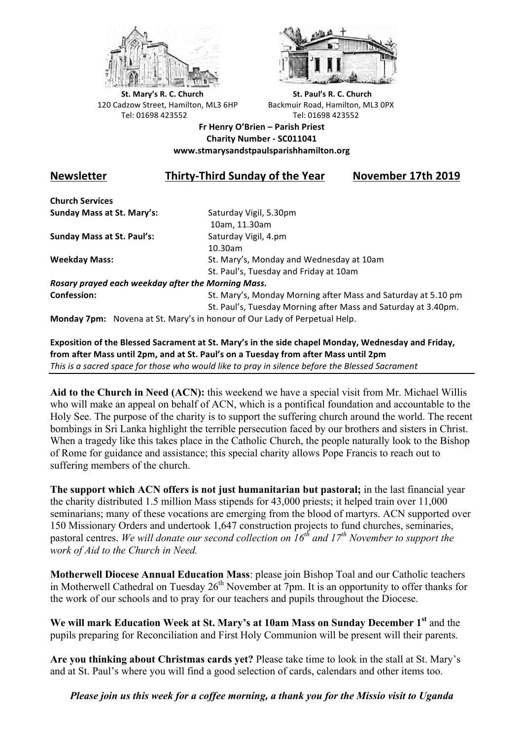**St. Mary's R. C. Church**
120 Cadzow Street, Hamilton, ML3 6HP
Tel: 01698 423552

**St. Paul's R. C. Church**
Backmuir Road, Hamilton, ML3 0PX
Tel: 01698 423552

**Fr Henry O'Brien – Parish Priest**
**Charity Number - SC011041**
**www.stmarysandstpaulsparishhamilton.org**

## Newsletter — Thirty-Third Sunday of the Year — November 17th 2019

**Church Services**

| | |
|---|---|
| **Sunday Mass at St. Mary's:** | Saturday Vigil, 5.30pm<br>10am, 11.30am |
| **Sunday Mass at St. Paul's:** | Saturday Vigil, 4.pm<br>10.30am |
| **Weekday Mass:** | St. Mary's, Monday and Wednesday at 10am<br>St. Paul's, Tuesday and Friday at 10am |

***Rosary prayed each weekday after the Morning Mass.***

| | |
|---|---|
| **Confession:** | St. Mary's, Monday Morning after Mass and Saturday at 5.10 pm<br>St. Paul's, Tuesday Morning after Mass and Saturday at 3.40pm. |

**Monday 7pm:** Novena at St. Mary's in honour of Our Lady of Perpetual Help.

**Exposition of the Blessed Sacrament at St. Mary's in the side chapel Monday, Wednesday and Friday, from after Mass until 2pm, and at St. Paul's on a Tuesday from after Mass until 2pm**
*This is a sacred space for those who would like to pray in silence before the Blessed Sacrament*

---

**Aid to the Church in Need (ACN):** this weekend we have a special visit from Mr. Michael Willis who will make an appeal on behalf of ACN, which is a pontifical foundation and accountable to the Holy See. The purpose of the charity is to support the suffering church around the world. The recent bombings in Sri Lanka highlight the terrible persecution faced by our brothers and sisters in Christ. When a tragedy like this takes place in the Catholic Church, the people naturally look to the Bishop of Rome for guidance and assistance; this special charity allows Pope Francis to reach out to suffering members of the church.

**The support which ACN offers is not just humanitarian but pastoral;** in the last financial year the charity distributed 1.5 million Mass stipends for 43,000 priests; it helped train over 11,000 seminarians; many of these vocations are emerging from the blood of martyrs. ACN supported over 150 Missionary Orders and undertook 1,647 construction projects to fund churches, seminaries, pastoral centres. *We will donate our second collection on 16th and 17th November to support the work of Aid to the Church in Need.*

**Motherwell Diocese Annual Education Mass**: please join Bishop Toal and our Catholic teachers in Motherwell Cathedral on Tuesday 26th November at 7pm. It is an opportunity to offer thanks for the work of our schools and to pray for our teachers and pupils throughout the Diocese.

**We will mark Education Week at St. Mary's at 10am Mass on Sunday December 1st** and the pupils preparing for Reconciliation and First Holy Communion will be present will their parents.

**Are you thinking about Christmas cards yet?** Please take time to look in the stall at St. Mary's and at St. Paul's where you will find a good selection of cards, calendars and other items too.

***Please join us this week for a coffee morning, a thank you for the Missio visit to Uganda***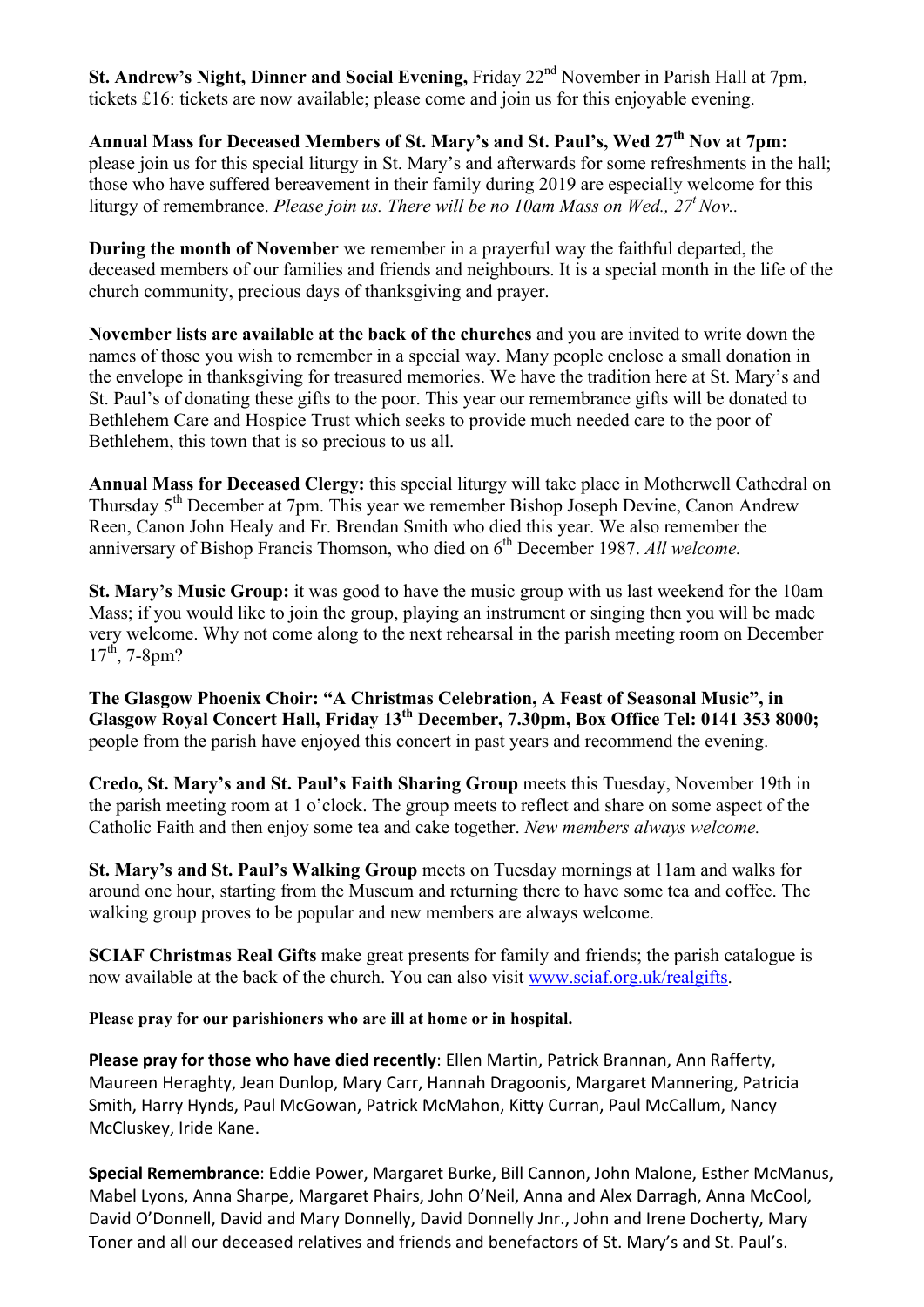**St. Andrew's Night, Dinner and Social Evening,** Friday 22nd November in Parish Hall at 7pm, tickets £16: tickets are now available; please come and join us for this enjoyable evening.

**Annual Mass for Deceased Members of St. Mary's and St. Paul's, Wed 27th Nov at 7pm:** please join us for this special liturgy in St. Mary's and afterwards for some refreshments in the hall; those who have suffered bereavement in their family during 2019 are especially welcome for this liturgy of remembrance. *Please join us. There will be no 10am Mass on Wed., 27t Nov..*

**During the month of November** we remember in a prayerful way the faithful departed, the deceased members of our families and friends and neighbours. It is a special month in the life of the church community, precious days of thanksgiving and prayer.

**November lists are available at the back of the churches** and you are invited to write down the names of those you wish to remember in a special way. Many people enclose a small donation in the envelope in thanksgiving for treasured memories. We have the tradition here at St. Mary's and St. Paul's of donating these gifts to the poor. This year our remembrance gifts will be donated to Bethlehem Care and Hospice Trust which seeks to provide much needed care to the poor of Bethlehem, this town that is so precious to us all.

**Annual Mass for Deceased Clergy:** this special liturgy will take place in Motherwell Cathedral on Thursday 5th December at 7pm. This year we remember Bishop Joseph Devine, Canon Andrew Reen, Canon John Healy and Fr. Brendan Smith who died this year. We also remember the anniversary of Bishop Francis Thomson, who died on 6th December 1987. *All welcome.*

**St. Mary's Music Group:** it was good to have the music group with us last weekend for the 10am Mass; if you would like to join the group, playing an instrument or singing then you will be made very welcome. Why not come along to the next rehearsal in the parish meeting room on December 17th, 7-8pm?

**The Glasgow Phoenix Choir: "A Christmas Celebration, A Feast of Seasonal Music", in Glasgow Royal Concert Hall, Friday 13th December, 7.30pm, Box Office Tel: 0141 353 8000;** people from the parish have enjoyed this concert in past years and recommend the evening.

**Credo, St. Mary's and St. Paul's Faith Sharing Group** meets this Tuesday, November 19th in the parish meeting room at 1 o'clock. The group meets to reflect and share on some aspect of the Catholic Faith and then enjoy some tea and cake together. *New members always welcome.*

**St. Mary's and St. Paul's Walking Group** meets on Tuesday mornings at 11am and walks for around one hour, starting from the Museum and returning there to have some tea and coffee. The walking group proves to be popular and new members are always welcome.

**SCIAF Christmas Real Gifts** make great presents for family and friends; the parish catalogue is now available at the back of the church. You can also visit www.sciaf.org.uk/realgifts.

**Please pray for our parishioners who are ill at home or in hospital.**

**Please pray for those who have died recently**: Ellen Martin, Patrick Brannan, Ann Rafferty, Maureen Heraghty, Jean Dunlop, Mary Carr, Hannah Dragoonis, Margaret Mannering, Patricia Smith, Harry Hynds, Paul McGowan, Patrick McMahon, Kitty Curran, Paul McCallum, Nancy McCluskey, Iride Kane.

**Special Remembrance**: Eddie Power, Margaret Burke, Bill Cannon, John Malone, Esther McManus, Mabel Lyons, Anna Sharpe, Margaret Phairs, John O'Neil, Anna and Alex Darragh, Anna McCool, David O'Donnell, David and Mary Donnelly, David Donnelly Jnr., John and Irene Docherty, Mary Toner and all our deceased relatives and friends and benefactors of St. Mary's and St. Paul's.